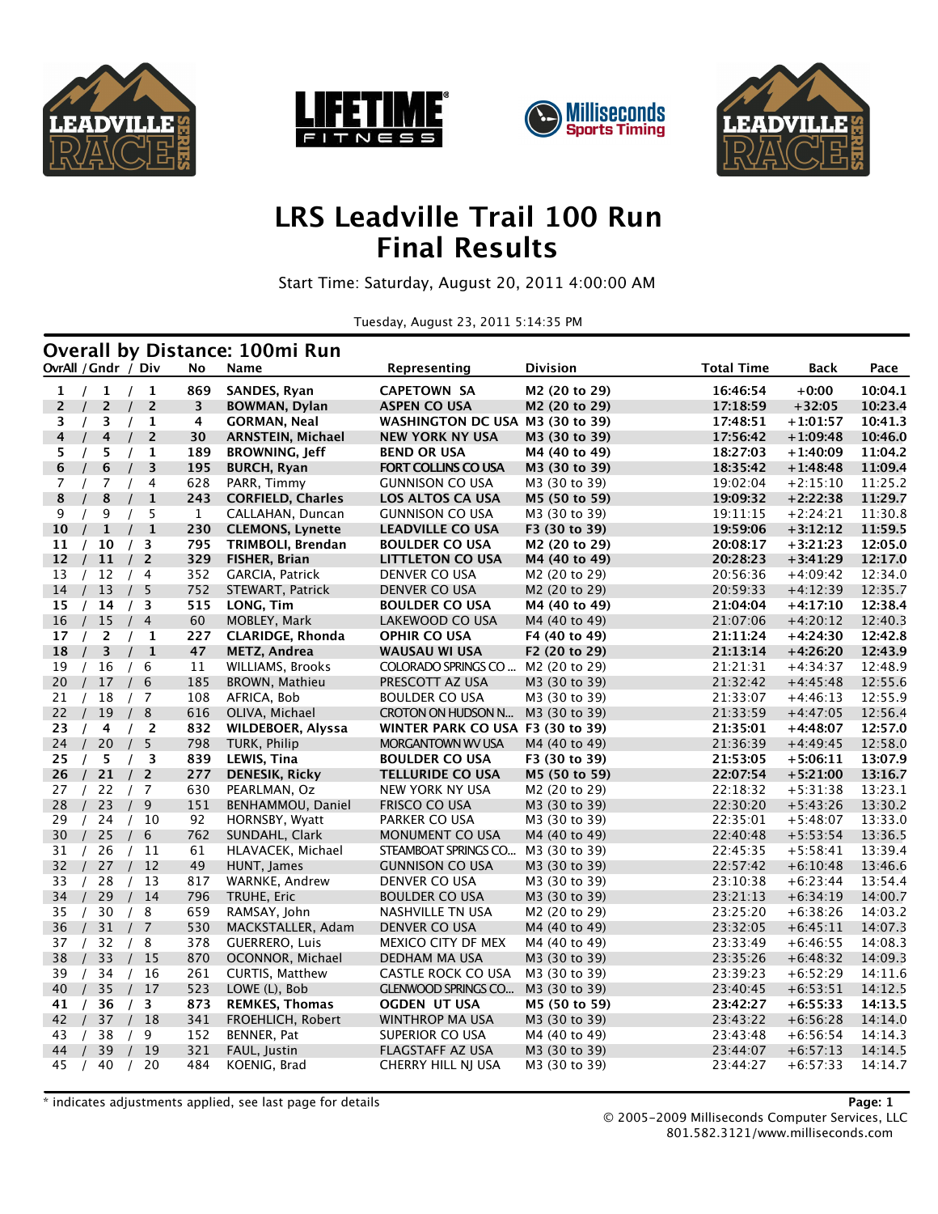# LRS Leadville Trail 100 Run
# Final Results

Start Time: Saturday, August 20, 2011 4:00:00 AM

Tuesday, August 23, 2011 5:14:35 PM

## Overall by Distance: 100mi Run

| OvrAll / Gndr / Div | No | Name | Representing | Division | Total Time | Back | Pace |
|---|---|---|---|---|---|---|---|
| 1 / 1 / 1 | 869 | **SANDES, Ryan** | **CAPETOWN SA** | **M2 (20 to 29)** | **16:46:54** | **+0:00** | **10:04.1** |
| 2 / 2 / 2 | 3 | **BOWMAN, Dylan** | **ASPEN CO USA** | **M2 (20 to 29)** | **17:18:59** | **+32:05** | **10:23.4** |
| 3 / 3 / 1 | 4 | **GORMAN, Neal** | **WASHINGTON DC USA** | **M3 (30 to 39)** | **17:48:51** | **+1:01:57** | **10:41.3** |
| 4 / 4 / 2 | 30 | **ARNSTEIN, Michael** | **NEW YORK NY USA** | **M3 (30 to 39)** | **17:56:42** | **+1:09:48** | **10:46.0** |
| 5 / 5 / 1 | 189 | **BROWNING, Jeff** | **BEND OR USA** | **M4 (40 to 49)** | **18:27:03** | **+1:40:09** | **11:04.2** |
| 6 / 6 / 3 | 195 | **BURCH, Ryan** | **FORT COLLINS CO USA** | **M3 (30 to 39)** | **18:35:42** | **+1:48:48** | **11:09.4** |
| 7 / 7 / 4 | 628 | PARR, Timmy | GUNNISON CO USA | M3 (30 to 39) | 19:02:04 | +2:15:10 | 11:25.2 |
| 8 / 8 / 1 | 243 | **CORFIELD, Charles** | **LOS ALTOS CA USA** | **M5 (50 to 59)** | **19:09:32** | **+2:22:38** | **11:29.7** |
| 9 / 9 / 5 | 1 | CALLAHAN, Duncan | GUNNISON CO USA | M3 (30 to 39) | 19:11:15 | +2:24:21 | 11:30.8 |
| 10 / 1 / 1 | 230 | **CLEMONS, Lynette** | **LEADVILLE CO USA** | **F3 (30 to 39)** | **19:59:06** | **+3:12:12** | **11:59.5** |
| 11 / 10 / 3 | 795 | **TRIMBOLI, Brendan** | **BOULDER CO USA** | **M2 (20 to 29)** | **20:08:17** | **+3:21:23** | **12:05.0** |
| 12 / 11 / 2 | 329 | **FISHER, Brian** | **LITTLETON CO USA** | **M4 (40 to 49)** | **20:28:23** | **+3:41:29** | **12:17.0** |
| 13 / 12 / 4 | 352 | GARCIA, Patrick | DENVER CO USA | M2 (20 to 29) | 20:56:36 | +4:09:42 | 12:34.0 |
| 14 / 13 / 5 | 752 | STEWART, Patrick | DENVER CO USA | M2 (20 to 29) | 20:59:33 | +4:12:39 | 12:35.7 |
| 15 / 14 / 3 | 515 | **LONG, Tim** | **BOULDER CO USA** | **M4 (40 to 49)** | **21:04:04** | **+4:17:10** | **12:38.4** |
| 16 / 15 / 4 | 60 | MOBLEY, Mark | LAKEWOOD CO USA | M4 (40 to 49) | 21:07:06 | +4:20:12 | 12:40.3 |
| 17 / 2 / 1 | 227 | **CLARIDGE, Rhonda** | **OPHIR CO USA** | **F4 (40 to 49)** | **21:11:24** | **+4:24:30** | **12:42.8** |
| 18 / 3 / 1 | 47 | **METZ, Andrea** | **WAUSAU WI USA** | **F2 (20 to 29)** | **21:13:14** | **+4:26:20** | **12:43.9** |
| 19 / 16 / 6 | 11 | WILLIAMS, Brooks | COLORADO SPRINGS CO ... | M2 (20 to 29) | 21:21:31 | +4:34:37 | 12:48.9 |
| 20 / 17 / 6 | 185 | BROWN, Mathieu | PRESCOTT AZ USA | M3 (30 to 39) | 21:32:42 | +4:45:48 | 12:55.6 |
| 21 / 18 / 7 | 108 | AFRICA, Bob | BOULDER CO USA | M3 (30 to 39) | 21:33:07 | +4:46:13 | 12:55.9 |
| 22 / 19 / 8 | 616 | OLIVA, Michael | CROTON ON HUDSON N... | M3 (30 to 39) | 21:33:59 | +4:47:05 | 12:56.4 |
| 23 / 4 / 2 | 832 | **WILDEBOER, Alyssa** | **WINTER PARK CO USA** | **F3 (30 to 39)** | **21:35:01** | **+4:48:07** | **12:57.0** |
| 24 / 20 / 5 | 798 | TURK, Philip | MORGANTOWN WV USA | M4 (40 to 49) | 21:36:39 | +4:49:45 | 12:58.0 |
| 25 / 5 / 3 | 839 | **LEWIS, Tina** | **BOULDER CO USA** | **F3 (30 to 39)** | **21:53:05** | **+5:06:11** | **13:07.9** |
| 26 / 21 / 2 | 277 | **DENESIK, Ricky** | **TELLURIDE CO USA** | **M5 (50 to 59)** | **22:07:54** | **+5:21:00** | **13:16.7** |
| 27 / 22 / 7 | 630 | PEARLMAN, Oz | NEW YORK NY USA | M2 (20 to 29) | 22:18:32 | +5:31:38 | 13:23.1 |
| 28 / 23 / 9 | 151 | BENHAMMOU, Daniel | FRISCO CO USA | M3 (30 to 39) | 22:30:20 | +5:43:26 | 13:30.2 |
| 29 / 24 / 10 | 92 | HORNSBY, Wyatt | PARKER CO USA | M3 (30 to 39) | 22:35:01 | +5:48:07 | 13:33.0 |
| 30 / 25 / 6 | 762 | SUNDAHL, Clark | MONUMENT CO USA | M4 (40 to 49) | 22:40:48 | +5:53:54 | 13:36.5 |
| 31 / 26 / 11 | 61 | HLAVACEK, Michael | STEAMBOAT SPRINGS CO... | M3 (30 to 39) | 22:45:35 | +5:58:41 | 13:39.4 |
| 32 / 27 / 12 | 49 | HUNT, James | GUNNISON CO USA | M3 (30 to 39) | 22:57:42 | +6:10:48 | 13:46.6 |
| 33 / 28 / 13 | 817 | WARNKE, Andrew | DENVER CO USA | M3 (30 to 39) | 23:10:38 | +6:23:44 | 13:54.4 |
| 34 / 29 / 14 | 796 | TRUHE, Eric | BOULDER CO USA | M3 (30 to 39) | 23:21:13 | +6:34:19 | 14:00.7 |
| 35 / 30 / 8 | 659 | RAMSAY, John | NASHVILLE TN USA | M2 (20 to 29) | 23:25:20 | +6:38:26 | 14:03.2 |
| 36 / 31 / 7 | 530 | MACKSTALLER, Adam | DENVER CO USA | M4 (40 to 49) | 23:32:05 | +6:45:11 | 14:07.3 |
| 37 / 32 / 8 | 378 | GUERRERO, Luis | MEXICO CITY DF MEX | M4 (40 to 49) | 23:33:49 | +6:46:55 | 14:08.3 |
| 38 / 33 / 15 | 870 | OCONNOR, Michael | DEDHAM MA USA | M3 (30 to 39) | 23:35:26 | +6:48:32 | 14:09.3 |
| 39 / 34 / 16 | 261 | CURTIS, Matthew | CASTLE ROCK CO USA | M3 (30 to 39) | 23:39:23 | +6:52:29 | 14:11.6 |
| 40 / 35 / 17 | 523 | LOWE (L), Bob | GLENWOOD SPRINGS CO... | M3 (30 to 39) | 23:40:45 | +6:53:51 | 14:12.5 |
| 41 / 36 / 3 | 873 | **REMKES, Thomas** | **OGDEN UT USA** | **M5 (50 to 59)** | **23:42:27** | **+6:55:33** | **14:13.5** |
| 42 / 37 / 18 | 341 | FROEHLICH, Robert | WINTHROP MA USA | M3 (30 to 39) | 23:43:22 | +6:56:28 | 14:14.0 |
| 43 / 38 / 9 | 152 | BENNER, Pat | SUPERIOR CO USA | M4 (40 to 49) | 23:43:48 | +6:56:54 | 14:14.3 |
| 44 / 39 / 19 | 321 | FAUL, Justin | FLAGSTAFF AZ USA | M3 (30 to 39) | 23:44:07 | +6:57:13 | 14:14.5 |
| 45 / 40 / 20 | 484 | KOENIG, Brad | CHERRY HILL NJ USA | M3 (30 to 39) | 23:44:27 | +6:57:33 | 14:14.7 |

* indicates adjustments applied, see last page for details

© 2005-2009 Milliseconds Computer Services, LLC
801.582.3121/www.milliseconds.com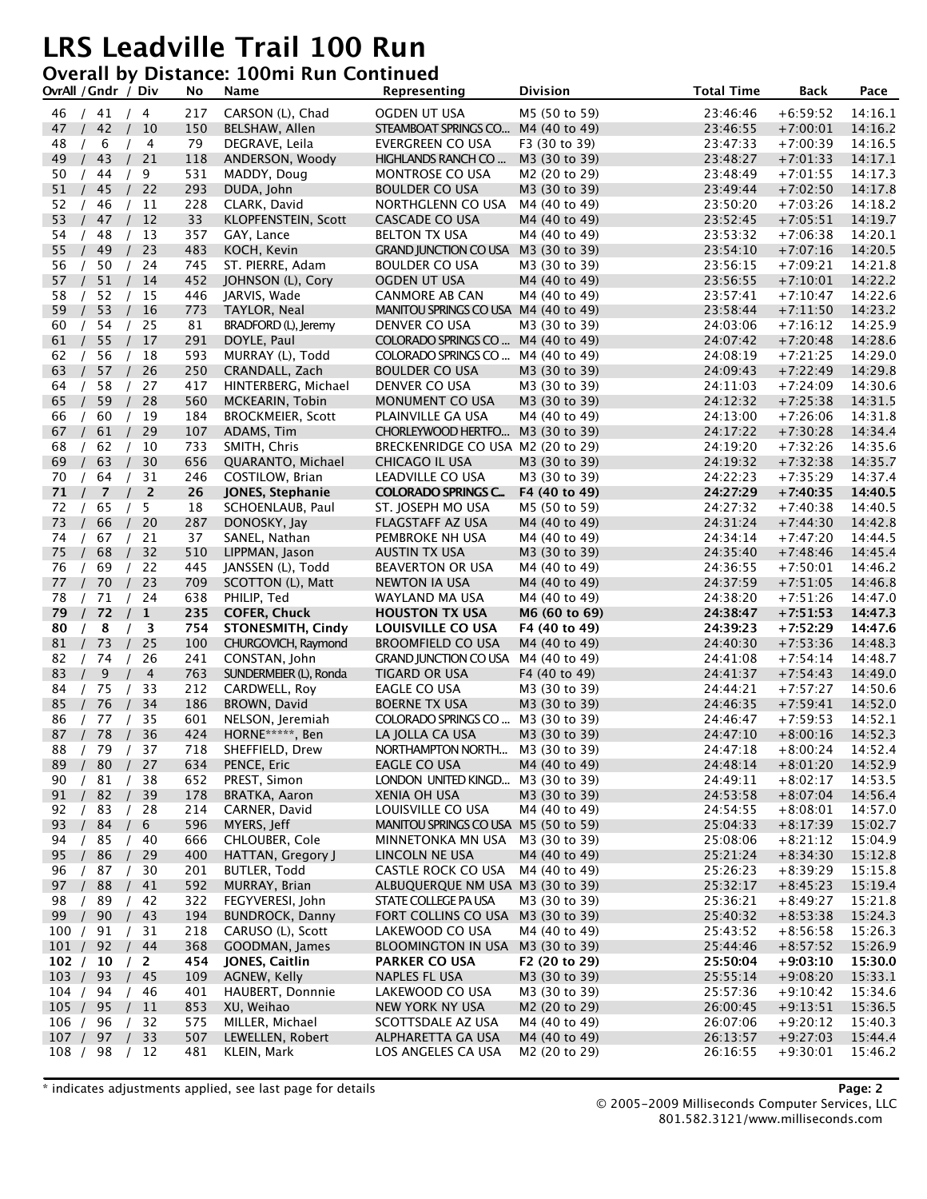# LRS Leadville Trail 100 Run

## Overall by Distance: 100mi Run Continued

| OvrAll / Gndr / Div | No | Name | Representing | Division | Total Time | Back | Pace |
|---|---|---|---|---|---|---|---|
| 46 / 41 / 4 | 217 | CARSON (L), Chad | OGDEN UT USA | M5 (50 to 59) | 23:46:46 | +6:59:52 | 14:16.1 |
| 47 / 42 / 10 | 150 | BELSHAW, Allen | STEAMBOAT SPRINGS CO... | M4 (40 to 49) | 23:46:55 | +7:00:01 | 14:16.2 |
| 48 / 6 / 4 | 79 | DEGRAVE, Leila | EVERGREEN CO USA | F3 (30 to 39) | 23:47:33 | +7:00:39 | 14:16.5 |
| 49 / 43 / 21 | 118 | ANDERSON, Woody | HIGHLANDS RANCH CO ... | M3 (30 to 39) | 23:48:27 | +7:01:33 | 14:17.1 |
| 50 / 44 / 9 | 531 | MADDY, Doug | MONTROSE CO USA | M2 (20 to 29) | 23:48:49 | +7:01:55 | 14:17.3 |
| 51 / 45 / 22 | 293 | DUDA, John | BOULDER CO USA | M3 (30 to 39) | 23:49:44 | +7:02:50 | 14:17.8 |
| 52 / 46 / 11 | 228 | CLARK, David | NORTHGLENN CO USA | M4 (40 to 49) | 23:50:20 | +7:03:26 | 14:18.2 |
| 53 / 47 / 12 | 33 | KLOPFENSTEIN, Scott | CASCADE CO USA | M4 (40 to 49) | 23:52:45 | +7:05:51 | 14:19.7 |
| 54 / 48 / 13 | 357 | GAY, Lance | BELTON TX USA | M4 (40 to 49) | 23:53:32 | +7:06:38 | 14:20.1 |
| 55 / 49 / 23 | 483 | KOCH, Kevin | GRAND JUNCTION CO USA | M3 (30 to 39) | 23:54:10 | +7:07:16 | 14:20.5 |
| 56 / 50 / 24 | 745 | ST. PIERRE, Adam | BOULDER CO USA | M3 (30 to 39) | 23:56:15 | +7:09:21 | 14:21.8 |
| 57 / 51 / 14 | 452 | JOHNSON (L), Cory | OGDEN UT USA | M4 (40 to 49) | 23:56:55 | +7:10:01 | 14:22.2 |
| 58 / 52 / 15 | 446 | JARVIS, Wade | CANMORE AB CAN | M4 (40 to 49) | 23:57:41 | +7:10:47 | 14:22.6 |
| 59 / 53 / 16 | 773 | TAYLOR, Neal | MANITOU SPRINGS CO USA | M4 (40 to 49) | 23:58:44 | +7:11:50 | 14:23.2 |
| 60 / 54 / 25 | 81 | BRADFORD (L), Jeremy | DENVER CO USA | M3 (30 to 39) | 24:03:06 | +7:16:12 | 14:25.9 |
| 61 / 55 / 17 | 291 | DOYLE, Paul | COLORADO SPRINGS CO ... | M4 (40 to 49) | 24:07:42 | +7:20:48 | 14:28.6 |
| 62 / 56 / 18 | 593 | MURRAY (L), Todd | COLORADO SPRINGS CO ... | M4 (40 to 49) | 24:08:19 | +7:21:25 | 14:29.0 |
| 63 / 57 / 26 | 250 | CRANDALL, Zach | BOULDER CO USA | M3 (30 to 39) | 24:09:43 | +7:22:49 | 14:29.8 |
| 64 / 58 / 27 | 417 | HINTERBERG, Michael | DENVER CO USA | M3 (30 to 39) | 24:11:03 | +7:24:09 | 14:30.6 |
| 65 / 59 / 28 | 560 | MCKEARIN, Tobin | MONUMENT CO USA | M3 (30 to 39) | 24:12:32 | +7:25:38 | 14:31.5 |
| 66 / 60 / 19 | 184 | BROCKMEIER, Scott | PLAINVILLE GA USA | M4 (40 to 49) | 24:13:00 | +7:26:06 | 14:31.8 |
| 67 / 61 / 29 | 107 | ADAMS, Tim | CHORLEYWOOD HERTFO... | M3 (30 to 39) | 24:17:22 | +7:30:28 | 14:34.4 |
| 68 / 62 / 10 | 733 | SMITH, Chris | BRECKENRIDGE CO USA | M2 (20 to 29) | 24:19:20 | +7:32:26 | 14:35.6 |
| 69 / 63 / 30 | 656 | QUARANTO, Michael | CHICAGO IL USA | M3 (30 to 39) | 24:19:32 | +7:32:38 | 14:35.7 |
| 70 / 64 / 31 | 246 | COSTILOW, Brian | LEADVILLE CO USA | M3 (30 to 39) | 24:22:23 | +7:35:29 | 14:37.4 |
| **71 / 7 / 2** | **26** | **JONES, Stephanie** | **COLORADO SPRINGS C...** | **F4 (40 to 49)** | **24:27:29** | **+7:40:35** | **14:40.5** |
| 72 / 65 / 5 | 18 | SCHOENLAUB, Paul | ST. JOSEPH MO USA | M5 (50 to 59) | 24:27:32 | +7:40:38 | 14:40.5 |
| 73 / 66 / 20 | 287 | DONOSKY, Jay | FLAGSTAFF AZ USA | M4 (40 to 49) | 24:31:24 | +7:44:30 | 14:42.8 |
| 74 / 67 / 21 | 37 | SANEL, Nathan | PEMBROKE NH USA | M4 (40 to 49) | 24:34:14 | +7:47:20 | 14:44.5 |
| 75 / 68 / 32 | 510 | LIPPMAN, Jason | AUSTIN TX USA | M3 (30 to 39) | 24:35:40 | +7:48:46 | 14:45.4 |
| 76 / 69 / 22 | 445 | JANSSEN (L), Todd | BEAVERTON OR USA | M4 (40 to 49) | 24:36:55 | +7:50:01 | 14:46.2 |
| 77 / 70 / 23 | 709 | SCOTTON (L), Matt | NEWTON IA USA | M4 (40 to 49) | 24:37:59 | +7:51:05 | 14:46.8 |
| 78 / 71 / 24 | 638 | PHILIP, Ted | WAYLAND MA USA | M4 (40 to 49) | 24:38:20 | +7:51:26 | 14:47.0 |
| **79 / 72 / 1** | **235** | **COFER, Chuck** | **HOUSTON TX USA** | **M6 (60 to 69)** | **24:38:47** | **+7:51:53** | **14:47.3** |
| **80 / 8 / 3** | **754** | **STONESMITH, Cindy** | **LOUISVILLE CO USA** | **F4 (40 to 49)** | **24:39:23** | **+7:52:29** | **14:47.6** |
| 81 / 73 / 25 | 100 | CHURGOVICH, Raymond | BROOMFIELD CO USA | M4 (40 to 49) | 24:40:30 | +7:53:36 | 14:48.3 |
| 82 / 74 / 26 | 241 | CONSTAN, John | GRAND JUNCTION CO USA | M4 (40 to 49) | 24:41:08 | +7:54:14 | 14:48.7 |
| 83 / 9 / 4 | 763 | SUNDERMEIER (L), Ronda | TIGARD OR USA | F4 (40 to 49) | 24:41:37 | +7:54:43 | 14:49.0 |
| 84 / 75 / 33 | 212 | CARDWELL, Roy | EAGLE CO USA | M3 (30 to 39) | 24:44:21 | +7:57:27 | 14:50.6 |
| 85 / 76 / 34 | 186 | BROWN, David | BOERNE TX USA | M3 (30 to 39) | 24:46:35 | +7:59:41 | 14:52.0 |
| 86 / 77 / 35 | 601 | NELSON, Jeremiah | COLORADO SPRINGS CO ... | M3 (30 to 39) | 24:46:47 | +7:59:53 | 14:52.1 |
| 87 / 78 / 36 | 424 | HORNE*****, Ben | LA JOLLA CA USA | M3 (30 to 39) | 24:47:10 | +8:00:16 | 14:52.3 |
| 88 / 79 / 37 | 718 | SHEFFIELD, Drew | NORTHAMPTON NORTH... | M3 (30 to 39) | 24:47:18 | +8:00:24 | 14:52.4 |
| 89 / 80 / 27 | 634 | PENCE, Eric | EAGLE CO USA | M4 (40 to 49) | 24:48:14 | +8:01:20 | 14:52.9 |
| 90 / 81 / 38 | 652 | PREST, Simon | LONDON UNITED KINGD... | M3 (30 to 39) | 24:49:11 | +8:02:17 | 14:53.5 |
| 91 / 82 / 39 | 178 | BRATKA, Aaron | XENIA OH USA | M3 (30 to 39) | 24:53:58 | +8:07:04 | 14:56.4 |
| 92 / 83 / 28 | 214 | CARNER, David | LOUISVILLE CO USA | M4 (40 to 49) | 24:54:55 | +8:08:01 | 14:57.0 |
| 93 / 84 / 6 | 596 | MYERS, Jeff | MANITOU SPRINGS CO USA | M5 (50 to 59) | 25:04:33 | +8:17:39 | 15:02.7 |
| 94 / 85 / 40 | 666 | CHLOUBER, Cole | MINNETONKA MN USA | M3 (30 to 39) | 25:08:06 | +8:21:12 | 15:04.9 |
| 95 / 86 / 29 | 400 | HATTAN, Gregory J | LINCOLN NE USA | M4 (40 to 49) | 25:21:24 | +8:34:30 | 15:12.8 |
| 96 / 87 / 30 | 201 | BUTLER, Todd | CASTLE ROCK CO USA | M4 (40 to 49) | 25:26:23 | +8:39:29 | 15:15.8 |
| 97 / 88 / 41 | 592 | MURRAY, Brian | ALBUQUERQUE NM USA | M3 (30 to 39) | 25:32:17 | +8:45:23 | 15:19.4 |
| 98 / 89 / 42 | 322 | FEGYVERESI, John | STATE COLLEGE PA USA | M3 (30 to 39) | 25:36:21 | +8:49:27 | 15:21.8 |
| 99 / 90 / 43 | 194 | BUNDROCK, Danny | FORT COLLINS CO USA | M3 (30 to 39) | 25:40:32 | +8:53:38 | 15:24.3 |
| 100 / 91 / 31 | 218 | CARUSO (L), Scott | LAKEWOOD CO USA | M4 (40 to 49) | 25:43:52 | +8:56:58 | 15:26.3 |
| 101 / 92 / 44 | 368 | GOODMAN, James | BLOOMINGTON IN USA | M3 (30 to 39) | 25:44:46 | +8:57:52 | 15:26.9 |
| **102 / 10 / 2** | **454** | **JONES, Caitlin** | **PARKER CO USA** | **F2 (20 to 29)** | **25:50:04** | **+9:03:10** | **15:30.0** |
| 103 / 93 / 45 | 109 | AGNEW, Kelly | NAPLES FL USA | M3 (30 to 39) | 25:55:14 | +9:08:20 | 15:33.1 |
| 104 / 94 / 46 | 401 | HAUBERT, Donnnie | LAKEWOOD CO USA | M3 (30 to 39) | 25:57:36 | +9:10:42 | 15:34.6 |
| 105 / 95 / 11 | 853 | XU, Weihao | NEW YORK NY USA | M2 (20 to 29) | 26:00:45 | +9:13:51 | 15:36.5 |
| 106 / 96 / 32 | 575 | MILLER, Michael | SCOTTSDALE AZ USA | M4 (40 to 49) | 26:07:06 | +9:20:12 | 15:40.3 |
| 107 / 97 / 33 | 507 | LEWELLEN, Robert | ALPHARETTA GA USA | M4 (40 to 49) | 26:13:57 | +9:27:03 | 15:44.4 |
| 108 / 98 / 12 | 481 | KLEIN, Mark | LOS ANGELES CA USA | M2 (20 to 29) | 26:16:55 | +9:30:01 | 15:46.2 |

* indicates adjustments applied, see last page for details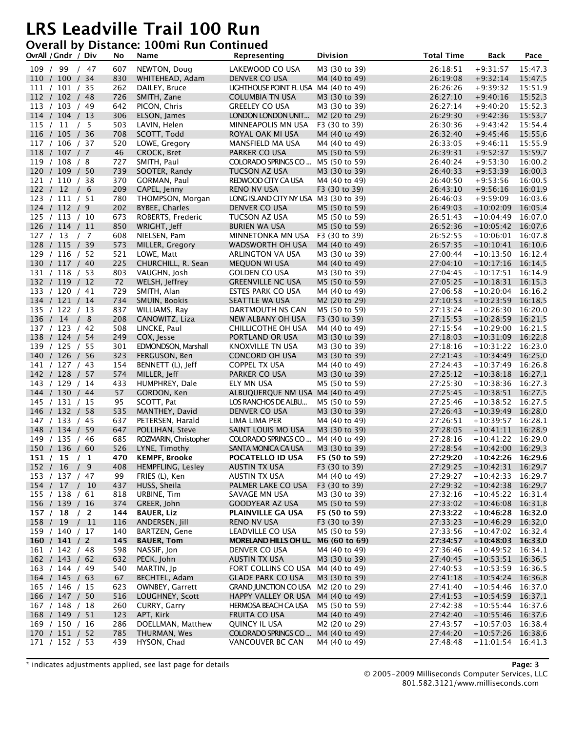# LRS Leadville Trail 100 Run

## Overall by Distance: 100mi Run Continued

| OvrAll / Gndr / Div | No | Name | Representing | Division | Total Time | Back | Pace |
|---|---|---|---|---|---|---|---|
| 109 / 99 / 47 | 607 | NEWTON, Doug | LAKEWOOD CO USA | M3 (30 to 39) | 26:18:51 | +9:31:57 | 15:47.3 |
| 110 / 100 / 34 | 830 | WHITEHEAD, Adam | DENVER CO USA | M4 (40 to 49) | 26:19:08 | +9:32:14 | 15:47.5 |
| 111 / 101 / 35 | 262 | DAILEY, Bruce | LIGHTHOUSE POINT FL USA | M4 (40 to 49) | 26:26:26 | +9:39:32 | 15:51.9 |
| 112 / 102 / 48 | 726 | SMITH, Zane | COLUMBIA TN USA | M3 (30 to 39) | 26:27:10 | +9:40:16 | 15:52.3 |
| 113 / 103 / 49 | 642 | PICON, Chris | GREELEY CO USA | M3 (30 to 39) | 26:27:14 | +9:40:20 | 15:52.3 |
| 114 / 104 / 13 | 306 | ELSON, James | LONDON LONDON UNIT... | M2 (20 to 29) | 26:29:30 | +9:42:36 | 15:53.7 |
| 115 / 11 / 5 | 503 | LAVIN, Helen | MINNEAPOLIS MN USA | F3 (30 to 39) | 26:30:36 | +9:43:42 | 15:54.4 |
| 116 / 105 / 36 | 708 | SCOTT, Todd | ROYAL OAK MI USA | M4 (40 to 49) | 26:32:40 | +9:45:46 | 15:55.6 |
| 117 / 106 / 37 | 520 | LOWE, Gregory | MANSFIELD MA USA | M4 (40 to 49) | 26:33:05 | +9:46:11 | 15:55.9 |
| 118 / 107 / 7 | 46 | CROCK, Bret | PARKER CO USA | M5 (50 to 59) | 26:39:31 | +9:52:37 | 15:59.7 |
| 119 / 108 / 8 | 727 | SMITH, Paul | COLORADO SPRINGS CO ... | M5 (50 to 59) | 26:40:24 | +9:53:30 | 16:00.2 |
| 120 / 109 / 50 | 739 | SOOTER, Randy | TUCSON AZ USA | M3 (30 to 39) | 26:40:33 | +9:53:39 | 16:00.3 |
| 121 / 110 / 38 | 370 | GORMAN, Paul | REDWOOD CITY CA USA | M4 (40 to 49) | 26:40:50 | +9:53:56 | 16:00.5 |
| 122 / 12 / 6 | 209 | CAPEL, Jenny | RENO NV USA | F3 (30 to 39) | 26:43:10 | +9:56:16 | 16:01.9 |
| 123 / 111 / 51 | 780 | THOMPSON, Morgan | LONG ISLAND CITY NY USA | M3 (30 to 39) | 26:46:03 | +9:59:09 | 16:03.6 |
| 124 / 112 / 9 | 202 | BYBEE, Charles | DENVER CO USA | M5 (50 to 59) | 26:49:03 | +10:02:09 | 16:05.4 |
| 125 / 113 / 10 | 673 | ROBERTS, Frederic | TUCSON AZ USA | M5 (50 to 59) | 26:51:43 | +10:04:49 | 16:07.0 |
| 126 / 114 / 11 | 850 | WRIGHT, Jeff | BURIEN WA USA | M5 (50 to 59) | 26:52:36 | +10:05:42 | 16:07.6 |
| 127 / 13 / 7 | 608 | NIELSEN, Pam | MINNETONKA MN USA | F3 (30 to 39) | 26:52:55 | +10:06:01 | 16:07.8 |
| 128 / 115 / 39 | 573 | MILLER, Gregory | WADSWORTH OH USA | M4 (40 to 49) | 26:57:35 | +10:10:41 | 16:10.6 |
| 129 / 116 / 52 | 521 | LOWE, Matt | ARLINGTON VA USA | M3 (30 to 39) | 27:00:44 | +10:13:50 | 16:12.4 |
| 130 / 117 / 40 | 225 | CHURCHILL, R. Sean | MEQUON WI USA | M4 (40 to 49) | 27:04:10 | +10:17:16 | 16:14.5 |
| 131 / 118 / 53 | 803 | VAUGHN, Josh | GOLDEN CO USA | M3 (30 to 39) | 27:04:45 | +10:17:51 | 16:14.9 |
| 132 / 119 / 12 | 72 | WELSH, Jeffrey | GREENVILLE NC USA | M5 (50 to 59) | 27:05:25 | +10:18:31 | 16:15.3 |
| 133 / 120 / 41 | 729 | SMITH, Alan | ESTES PARK CO USA | M4 (40 to 49) | 27:06:58 | +10:20:04 | 16:16.2 |
| 134 / 121 / 14 | 734 | SMUIN, Bookis | SEATTLE WA USA | M2 (20 to 29) | 27:10:53 | +10:23:59 | 16:18.5 |
| 135 / 122 / 13 | 837 | WILLIAMS, Ray | DARTMOUTH NS CAN | M5 (50 to 59) | 27:13:24 | +10:26:30 | 16:20.0 |
| 136 / 14 / 8 | 208 | CANOWITZ, Liza | NEW ALBANY OH USA | F3 (30 to 39) | 27:15:53 | +10:28:59 | 16:21.5 |
| 137 / 123 / 42 | 508 | LINCKE, Paul | CHILLICOTHE OH USA | M4 (40 to 49) | 27:15:54 | +10:29:00 | 16:21.5 |
| 138 / 124 / 54 | 249 | COX, Jesse | PORTLAND OR USA | M3 (30 to 39) | 27:18:03 | +10:31:09 | 16:22.8 |
| 139 / 125 / 55 | 301 | EDMONDSON, Marshall | KNOXVILLE TN USA | M3 (30 to 39) | 27:18:16 | +10:31:22 | 16:23.0 |
| 140 / 126 / 56 | 323 | FERGUSON, Ben | CONCORD OH USA | M3 (30 to 39) | 27:21:43 | +10:34:49 | 16:25.0 |
| 141 / 127 / 43 | 154 | BENNETT (L), Jeff | COPPEL TX USA | M4 (40 to 49) | 27:24:43 | +10:37:49 | 16:26.8 |
| 142 / 128 / 57 | 574 | MILLER, Jeff | PARKER CO USA | M3 (30 to 39) | 27:25:12 | +10:38:18 | 16:27.1 |
| 143 / 129 / 14 | 433 | HUMPHREY, Dale | ELY MN USA | M5 (50 to 59) | 27:25:30 | +10:38:36 | 16:27.3 |
| 144 / 130 / 44 | 57 | GORDON, Ken | ALBUQUERQUE NM USA | M4 (40 to 49) | 27:25:45 | +10:38:51 | 16:27.5 |
| 145 / 131 / 15 | 95 | SCOTT, Pat | LOS RANCHOS DE ALBU... | M5 (50 to 59) | 27:25:46 | +10:38:52 | 16:27.5 |
| 146 / 132 / 58 | 535 | MANTHEY, David | DENVER CO USA | M3 (30 to 39) | 27:26:43 | +10:39:49 | 16:28.0 |
| 147 / 133 / 45 | 637 | PETERSEN, Harald | LIMA LIMA PER | M4 (40 to 49) | 27:26:51 | +10:39:57 | 16:28.1 |
| 148 / 134 / 59 | 647 | POLLIHAN, Steve | SAINT LOUIS MO USA | M3 (30 to 39) | 27:28:05 | +10:41:11 | 16:28.9 |
| 149 / 135 / 46 | 685 | ROZMARIN, Christopher | COLORADO SPRINGS CO ... | M4 (40 to 49) | 27:28:16 | +10:41:22 | 16:29.0 |
| 150 / 136 / 60 | 526 | LYNE, Timothy | SANTA MONICA CA USA | M3 (30 to 39) | 27:28:54 | +10:42:00 | 16:29.3 |
| **151 / 15 / 1** | **470** | **KEMPF, Brooke** | **POCATELLO ID USA** | **F5 (50 to 59)** | **27:29:20** | **+10:42:26** | **16:29.6** |
| 152 / 16 / 9 | 408 | HEMPFLING, Lesley | AUSTIN TX USA | F3 (30 to 39) | 27:29:25 | +10:42:31 | 16:29.7 |
| 153 / 137 / 47 | 99 | FRIES (L), Ken | AUSTIN TX USA | M4 (40 to 49) | 27:29:27 | +10:42:33 | 16:29.7 |
| 154 / 17 / 10 | 437 | HUSS, Sheila | PALMER LAKE CO USA | F3 (30 to 39) | 27:29:32 | +10:42:38 | 16:29.7 |
| 155 / 138 / 61 | 818 | URBINE, Tim | SAVAGE MN USA | M3 (30 to 39) | 27:32:16 | +10:45:22 | 16:31.4 |
| 156 / 139 / 16 | 374 | GREER, John | GOODYEAR AZ USA | M5 (50 to 59) | 27:33:02 | +10:46:08 | 16:31.8 |
| **157 / 18 / 2** | **144** | **BAUER, Liz** | **PLAINVILLE GA USA** | **F5 (50 to 59)** | **27:33:22** | **+10:46:28** | **16:32.0** |
| 158 / 19 / 11 | 116 | ANDERSEN, Jill | RENO NV USA | F3 (30 to 39) | 27:33:23 | +10:46:29 | 16:32.0 |
| 159 / 140 / 17 | 140 | BARTZEN, Gene | LEADVILLE CO USA | M5 (50 to 59) | 27:33:56 | +10:47:02 | 16:32.4 |
| **160 / 141 / 2** | **145** | **BAUER, Tom** | **MORELAND HILLS OH U...** | **M6 (60 to 69)** | **27:34:57** | **+10:48:03** | **16:33.0** |
| 161 / 142 / 48 | 598 | NASSIF, Jon | DENVER CO USA | M4 (40 to 49) | 27:36:46 | +10:49:52 | 16:34.1 |
| 162 / 143 / 62 | 632 | PECK, John | AUSTIN TX USA | M3 (30 to 39) | 27:40:45 | +10:53:51 | 16:36.5 |
| 163 / 144 / 49 | 540 | MARTIN, Jp | FORT COLLINS CO USA | M4 (40 to 49) | 27:40:53 | +10:53:59 | 16:36.5 |
| 164 / 145 / 63 | 67 | BECHTEL, Adam | GLADE PARK CO USA | M3 (30 to 39) | 27:41:18 | +10:54:24 | 16:36.8 |
| 165 / 146 / 15 | 623 | OWNBEY, Garrett | GRAND JUNCTION CO USA | M2 (20 to 29) | 27:41:40 | +10:54:46 | 16:37.0 |
| 166 / 147 / 50 | 516 | LOUGHNEY, Scott | HAPPY VALLEY OR USA | M4 (40 to 49) | 27:41:53 | +10:54:59 | 16:37.1 |
| 167 / 148 / 18 | 260 | CURRY, Garry | HERMOSA BEACH CA USA | M5 (50 to 59) | 27:42:38 | +10:55:44 | 16:37.6 |
| 168 / 149 / 51 | 123 | APT, Kirk | FRUITA CO USA | M4 (40 to 49) | 27:42:40 | +10:55:46 | 16:37.6 |
| 169 / 150 / 16 | 286 | DOELLMAN, Matthew | QUINCY IL USA | M2 (20 to 29) | 27:43:57 | +10:57:03 | 16:38.4 |
| 170 / 151 / 52 | 785 | THURMAN, Wes | COLORADO SPRINGS CO ... | M4 (40 to 49) | 27:44:20 | +10:57:26 | 16:38.6 |
| 171 / 152 / 53 | 439 | HYSON, Chad | VANCOUVER BC CAN | M4 (40 to 49) | 27:48:48 | +11:01:54 | 16:41.3 |

* indicates adjustments applied, see last page for details

© 2005-2009 Milliseconds Computer Services, LLC
801.582.3121/www.milliseconds.com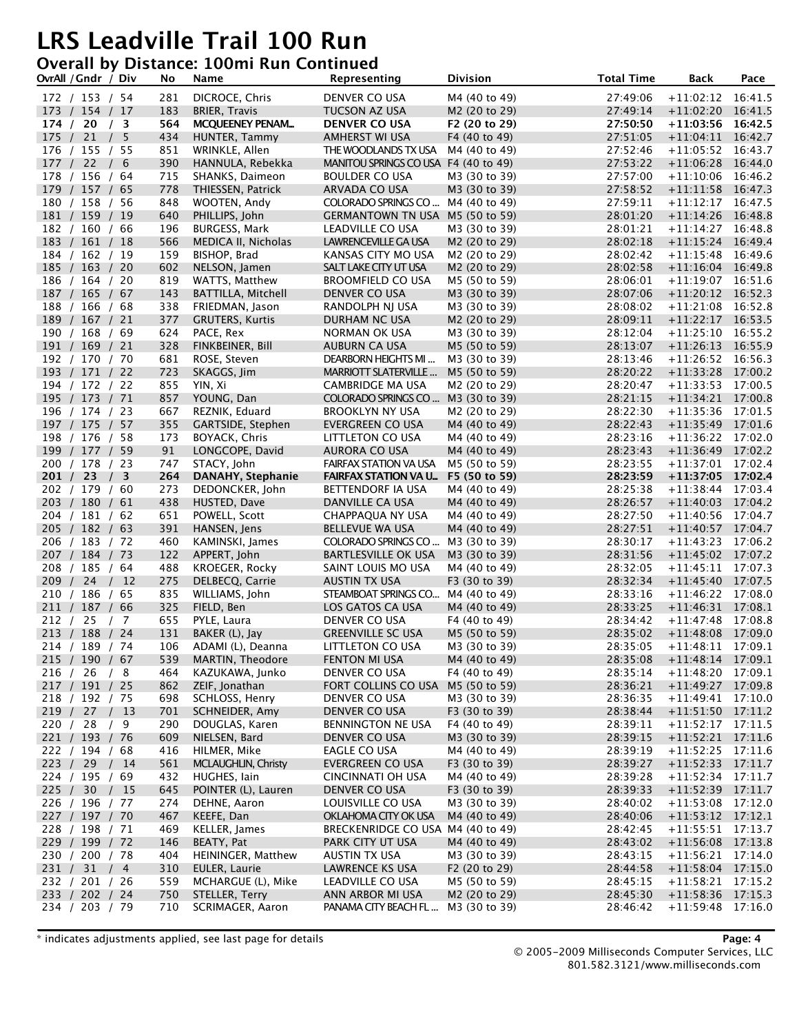# LRS Leadville Trail 100 Run

## Overall by Distance: 100mi Run Continued

| OvrAll / Gndr / Div | No | Name | Representing | Division | Total Time | Back | Pace |
|---|---|---|---|---|---|---|---|
| 172 / 153 / 54 | 281 | DICROCE, Chris | DENVER CO USA | M4 (40 to 49) | 27:49:06 | +11:02:12 | 16:41.5 |
| 173 / 154 / 17 | 183 | BRIER, Travis | TUCSON AZ USA | M2 (20 to 29) | 27:49:14 | +11:02:20 | 16:41.5 |
| **174 / 20 / 3** | **564** | **MCQUEENEY PENAM...** | **DENVER CO USA** | **F2 (20 to 29)** | **27:50:50** | **+11:03:56** | **16:42.5** |
| 175 / 21 / 5 | 434 | HUNTER, Tammy | AMHERST WI USA | F4 (40 to 49) | 27:51:05 | +11:04:11 | 16:42.7 |
| 176 / 155 / 55 | 851 | WRINKLE, Allen | THE WOODLANDS TX USA | M4 (40 to 49) | 27:52:46 | +11:05:52 | 16:43.7 |
| 177 / 22 / 6 | 390 | HANNULA, Rebekka | MANITOU SPRINGS CO USA | F4 (40 to 49) | 27:53:22 | +11:06:28 | 16:44.0 |
| 178 / 156 / 64 | 715 | SHANKS, Daimeon | BOULDER CO USA | M3 (30 to 39) | 27:57:00 | +11:10:06 | 16:46.2 |
| 179 / 157 / 65 | 778 | THIESSEN, Patrick | ARVADA CO USA | M3 (30 to 39) | 27:58:52 | +11:11:58 | 16:47.3 |
| 180 / 158 / 56 | 848 | WOOTEN, Andy | COLORADO SPRINGS CO ... | M4 (40 to 49) | 27:59:11 | +11:12:17 | 16:47.5 |
| 181 / 159 / 19 | 640 | PHILLIPS, John | GERMANTOWN TN USA | M5 (50 to 59) | 28:01:20 | +11:14:26 | 16:48.8 |
| 182 / 160 / 66 | 196 | BURGESS, Mark | LEADVILLE CO USA | M3 (30 to 39) | 28:01:21 | +11:14:27 | 16:48.8 |
| 183 / 161 / 18 | 566 | MEDICA II, Nicholas | LAWRENCEVILLE GA USA | M2 (20 to 29) | 28:02:18 | +11:15:24 | 16:49.4 |
| 184 / 162 / 19 | 159 | BISHOP, Brad | KANSAS CITY MO USA | M2 (20 to 29) | 28:02:42 | +11:15:48 | 16:49.6 |
| 185 / 163 / 20 | 602 | NELSON, Jamen | SALT LAKE CITY UT USA | M2 (20 to 29) | 28:02:58 | +11:16:04 | 16:49.8 |
| 186 / 164 / 20 | 819 | WATTS, Matthew | BROOMFIELD CO USA | M5 (50 to 59) | 28:06:01 | +11:19:07 | 16:51.6 |
| 187 / 165 / 67 | 143 | BATTILLA, Mitchell | DENVER CO USA | M3 (30 to 39) | 28:07:06 | +11:20:12 | 16:52.3 |
| 188 / 166 / 68 | 338 | FRIEDMAN, Jason | RANDOLPH NJ USA | M3 (30 to 39) | 28:08:02 | +11:21:08 | 16:52.8 |
| 189 / 167 / 21 | 377 | GRUTERS, Kurtis | DURHAM NC USA | M2 (20 to 29) | 28:09:11 | +11:22:17 | 16:53.5 |
| 190 / 168 / 69 | 624 | PACE, Rex | NORMAN OK USA | M3 (30 to 39) | 28:12:04 | +11:25:10 | 16:55.2 |
| 191 / 169 / 21 | 328 | FINKBEINER, Bill | AUBURN CA USA | M5 (50 to 59) | 28:13:07 | +11:26:13 | 16:55.9 |
| 192 / 170 / 70 | 681 | ROSE, Steven | DEARBORN HEIGHTS MI ... | M3 (30 to 39) | 28:13:46 | +11:26:52 | 16:56.3 |
| 193 / 171 / 22 | 723 | SKAGGS, Jim | MARRIOTT SLATERVILLE ... | M5 (50 to 59) | 28:20:22 | +11:33:28 | 17:00.2 |
| 194 / 172 / 22 | 855 | YIN, Xi | CAMBRIDGE MA USA | M2 (20 to 29) | 28:20:47 | +11:33:53 | 17:00.5 |
| 195 / 173 / 71 | 857 | YOUNG, Dan | COLORADO SPRINGS CO ... | M3 (30 to 39) | 28:21:15 | +11:34:21 | 17:00.8 |
| 196 / 174 / 23 | 667 | REZNIK, Eduard | BROOKLYN NY USA | M2 (20 to 29) | 28:22:30 | +11:35:36 | 17:01.5 |
| 197 / 175 / 57 | 355 | GARTSIDE, Stephen | EVERGREEN CO USA | M4 (40 to 49) | 28:22:43 | +11:35:49 | 17:01.6 |
| 198 / 176 / 58 | 173 | BOYACK, Chris | LITTLETON CO USA | M4 (40 to 49) | 28:23:16 | +11:36:22 | 17:02.0 |
| 199 / 177 / 59 | 91 | LONGCOPE, David | AURORA CO USA | M4 (40 to 49) | 28:23:43 | +11:36:49 | 17:02.2 |
| 200 / 178 / 23 | 747 | STACY, John | FAIRFAX STATION VA USA | M5 (50 to 59) | 28:23:55 | +11:37:01 | 17:02.4 |
| **201 / 23 / 3** | **264** | **DANAHY, Stephanie** | **FAIRFAX STATION VA U...** | **F5 (50 to 59)** | **28:23:59** | **+11:37:05** | **17:02.4** |
| 202 / 179 / 60 | 273 | DEDONCKER, John | BETTENDORF IA USA | M4 (40 to 49) | 28:25:38 | +11:38:44 | 17:03.4 |
| 203 / 180 / 61 | 438 | HUSTED, Dave | DANVILLE CA USA | M4 (40 to 49) | 28:26:57 | +11:40:03 | 17:04.2 |
| 204 / 181 / 62 | 651 | POWELL, Scott | CHAPPAQUA NY USA | M4 (40 to 49) | 28:27:50 | +11:40:56 | 17:04.7 |
| 205 / 182 / 63 | 391 | HANSEN, Jens | BELLEVUE WA USA | M4 (40 to 49) | 28:27:51 | +11:40:57 | 17:04.7 |
| 206 / 183 / 72 | 460 | KAMINSKI, James | COLORADO SPRINGS CO ... | M3 (30 to 39) | 28:30:17 | +11:43:23 | 17:06.2 |
| 207 / 184 / 73 | 122 | APPERT, John | BARTLESVILLE OK USA | M3 (30 to 39) | 28:31:56 | +11:45:02 | 17:07.2 |
| 208 / 185 / 64 | 488 | KROEGER, Rocky | SAINT LOUIS MO USA | M4 (40 to 49) | 28:32:05 | +11:45:11 | 17:07.3 |
| 209 / 24 / 12 | 275 | DELBECQ, Carrie | AUSTIN TX USA | F3 (30 to 39) | 28:32:34 | +11:45:40 | 17:07.5 |
| 210 / 186 / 65 | 835 | WILLIAMS, John | STEAMBOAT SPRINGS CO... | M4 (40 to 49) | 28:33:16 | +11:46:22 | 17:08.0 |
| 211 / 187 / 66 | 325 | FIELD, Ben | LOS GATOS CA USA | M4 (40 to 49) | 28:33:25 | +11:46:31 | 17:08.1 |
| 212 / 25 / 7 | 655 | PYLE, Laura | DENVER CO USA | F4 (40 to 49) | 28:34:42 | +11:47:48 | 17:08.8 |
| 213 / 188 / 24 | 131 | BAKER (L), Jay | GREENVILLE SC USA | M5 (50 to 59) | 28:35:02 | +11:48:08 | 17:09.0 |
| 214 / 189 / 74 | 106 | ADAMI (L), Deanna | LITTLETON CO USA | M3 (30 to 39) | 28:35:05 | +11:48:11 | 17:09.1 |
| 215 / 190 / 67 | 539 | MARTIN, Theodore | FENTON MI USA | M4 (40 to 49) | 28:35:08 | +11:48:14 | 17:09.1 |
| 216 / 26 / 8 | 464 | KAZUKAWA, Junko | DENVER CO USA | F4 (40 to 49) | 28:35:14 | +11:48:20 | 17:09.1 |
| 217 / 191 / 25 | 862 | ZEIF, Jonathan | FORT COLLINS CO USA | M5 (50 to 59) | 28:36:21 | +11:49:27 | 17:09.8 |
| 218 / 192 / 75 | 698 | SCHLOSS, Henry | DENVER CO USA | M3 (30 to 39) | 28:36:35 | +11:49:41 | 17:10.0 |
| 219 / 27 / 13 | 701 | SCHNEIDER, Amy | DENVER CO USA | F3 (30 to 39) | 28:38:44 | +11:51:50 | 17:11.2 |
| 220 / 28 / 9 | 290 | DOUGLAS, Karen | BENNINGTON NE USA | F4 (40 to 49) | 28:39:11 | +11:52:17 | 17:11.5 |
| 221 / 193 / 76 | 609 | NIELSEN, Bard | DENVER CO USA | M3 (30 to 39) | 28:39:15 | +11:52:21 | 17:11.6 |
| 222 / 194 / 68 | 416 | HILMER, Mike | EAGLE CO USA | M4 (40 to 49) | 28:39:19 | +11:52:25 | 17:11.6 |
| 223 / 29 / 14 | 561 | MCLAUGHLIN, Christy | EVERGREEN CO USA | F3 (30 to 39) | 28:39:27 | +11:52:33 | 17:11.7 |
| 224 / 195 / 69 | 432 | HUGHES, Iain | CINCINNATI OH USA | M4 (40 to 49) | 28:39:28 | +11:52:34 | 17:11.7 |
| 225 / 30 / 15 | 645 | POINTER (L), Lauren | DENVER CO USA | F3 (30 to 39) | 28:39:33 | +11:52:39 | 17:11.7 |
| 226 / 196 / 77 | 274 | DEHNE, Aaron | LOUISVILLE CO USA | M3 (30 to 39) | 28:40:02 | +11:53:08 | 17:12.0 |
| 227 / 197 / 70 | 467 | KEEFE, Dan | OKLAHOMA CITY OK USA | M4 (40 to 49) | 28:40:06 | +11:53:12 | 17:12.1 |
| 228 / 198 / 71 | 469 | KELLER, James | BRECKENRIDGE CO USA | M4 (40 to 49) | 28:42:45 | +11:55:51 | 17:13.7 |
| 229 / 199 / 72 | 146 | BEATY, Pat | PARK CITY UT USA | M4 (40 to 49) | 28:43:02 | +11:56:08 | 17:13.8 |
| 230 / 200 / 78 | 404 | HEININGER, Matthew | AUSTIN TX USA | M3 (30 to 39) | 28:43:15 | +11:56:21 | 17:14.0 |
| 231 / 31 / 4 | 310 | EULER, Laurie | LAWRENCE KS USA | F2 (20 to 29) | 28:44:58 | +11:58:04 | 17:15.0 |
| 232 / 201 / 26 | 559 | MCHARGUE (L), Mike | LEADVILLE CO USA | M5 (50 to 59) | 28:45:15 | +11:58:21 | 17:15.2 |
| 233 / 202 / 24 | 750 | STELLER, Terry | ANN ARBOR MI USA | M2 (20 to 29) | 28:45:30 | +11:58:36 | 17:15.3 |
| 234 / 203 / 79 | 710 | SCRIMAGER, Aaron | PANAMA CITY BEACH FL ... | M3 (30 to 39) | 28:46:42 | +11:59:48 | 17:16.0 |

* indicates adjustments applied, see last page for details

© 2005-2009 Milliseconds Computer Services, LLC
801.582.3121/www.milliseconds.com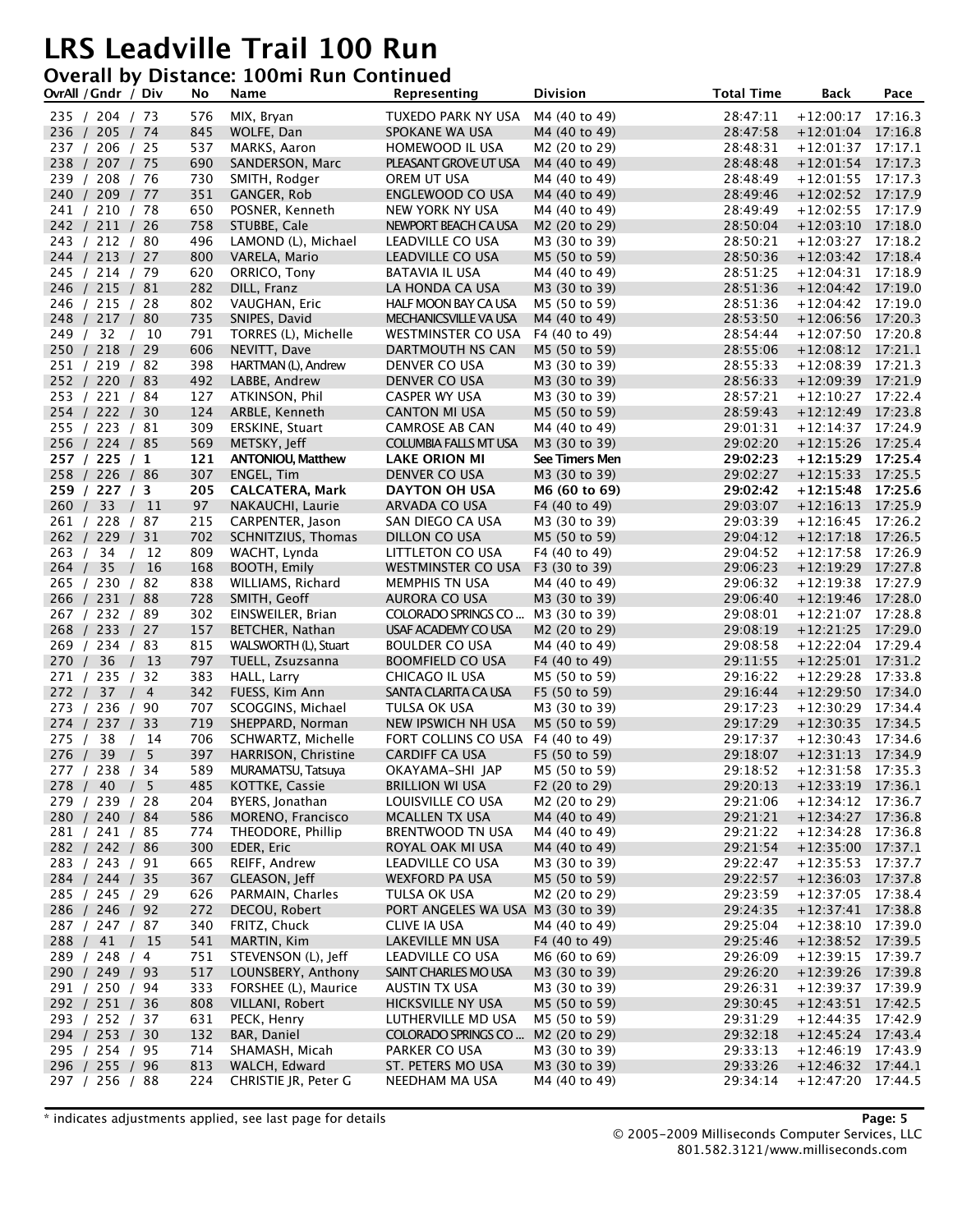# LRS Leadville Trail 100 Run

## Overall by Distance: 100mi Run Continued

| OvrAll / Gndr / Div | No | Name | Representing | Division | Total Time | Back | Pace |
|---|---|---|---|---|---|---|---|
| 235 / 204 / 73 | 576 | MIX, Bryan | TUXEDO PARK NY USA | M4 (40 to 49) | 28:47:11 | +12:00:17 | 17:16.3 |
| 236 / 205 / 74 | 845 | WOLFE, Dan | SPOKANE WA USA | M4 (40 to 49) | 28:47:58 | +12:01:04 | 17:16.8 |
| 237 / 206 / 25 | 537 | MARKS, Aaron | HOMEWOOD IL USA | M2 (20 to 29) | 28:48:31 | +12:01:37 | 17:17.1 |
| 238 / 207 / 75 | 690 | SANDERSON, Marc | PLEASANT GROVE UT USA | M4 (40 to 49) | 28:48:48 | +12:01:54 | 17:17.3 |
| 239 / 208 / 76 | 730 | SMITH, Rodger | OREM UT USA | M4 (40 to 49) | 28:48:49 | +12:01:55 | 17:17.3 |
| 240 / 209 / 77 | 351 | GANGER, Rob | ENGLEWOOD CO USA | M4 (40 to 49) | 28:49:46 | +12:02:52 | 17:17.9 |
| 241 / 210 / 78 | 650 | POSNER, Kenneth | NEW YORK NY USA | M4 (40 to 49) | 28:49:49 | +12:02:55 | 17:17.9 |
| 242 / 211 / 26 | 758 | STUBBE, Cale | NEWPORT BEACH CA USA | M2 (20 to 29) | 28:50:04 | +12:03:10 | 17:18.0 |
| 243 / 212 / 80 | 496 | LAMOND (L), Michael | LEADVILLE CO USA | M3 (30 to 39) | 28:50:21 | +12:03:27 | 17:18.2 |
| 244 / 213 / 27 | 800 | VARELA, Mario | LEADVILLE CO USA | M5 (50 to 59) | 28:50:36 | +12:03:42 | 17:18.4 |
| 245 / 214 / 79 | 620 | ORRICO, Tony | BATAVIA IL USA | M4 (40 to 49) | 28:51:25 | +12:04:31 | 17:18.9 |
| 246 / 215 / 81 | 282 | DILL, Franz | LA HONDA CA USA | M3 (30 to 39) | 28:51:36 | +12:04:42 | 17:19.0 |
| 246 / 215 / 28 | 802 | VAUGHAN, Eric | HALF MOON BAY CA USA | M5 (50 to 59) | 28:51:36 | +12:04:42 | 17:19.0 |
| 248 / 217 / 80 | 735 | SNIPES, David | MECHANICSVILLE VA USA | M4 (40 to 49) | 28:53:50 | +12:06:56 | 17:20.3 |
| 249 / 32 / 10 | 791 | TORRES (L), Michelle | WESTMINSTER CO USA | F4 (40 to 49) | 28:54:44 | +12:07:50 | 17:20.8 |
| 250 / 218 / 29 | 606 | NEVITT, Dave | DARTMOUTH NS CAN | M5 (50 to 59) | 28:55:06 | +12:08:12 | 17:21.1 |
| 251 / 219 / 82 | 398 | HARTMAN (L), Andrew | DENVER CO USA | M3 (30 to 39) | 28:55:33 | +12:08:39 | 17:21.3 |
| 252 / 220 / 83 | 492 | LABBE, Andrew | DENVER CO USA | M3 (30 to 39) | 28:56:33 | +12:09:39 | 17:21.9 |
| 253 / 221 / 84 | 127 | ATKINSON, Phil | CASPER WY USA | M3 (30 to 39) | 28:57:21 | +12:10:27 | 17:22.4 |
| 254 / 222 / 30 | 124 | ARBLE, Kenneth | CANTON MI USA | M5 (50 to 59) | 28:59:43 | +12:12:49 | 17:23.8 |
| 255 / 223 / 81 | 309 | ERSKINE, Stuart | CAMROSE AB CAN | M4 (40 to 49) | 29:01:31 | +12:14:37 | 17:24.9 |
| 256 / 224 / 85 | 569 | METSKY, Jeff | COLUMBIA FALLS MT USA | M3 (30 to 39) | 29:02:20 | +12:15:26 | 17:25.4 |
| **257 / 225 / 1** | **121** | **ANTONIOU, Matthew** | **LAKE ORION MI** | **See Timers Men** | **29:02:23** | **+12:15:29** | **17:25.4** |
| 258 / 226 / 86 | 307 | ENGEL, Tim | DENVER CO USA | M3 (30 to 39) | 29:02:27 | +12:15:33 | 17:25.5 |
| **259 / 227 / 3** | **205** | **CALCATERA, Mark** | **DAYTON OH USA** | **M6 (60 to 69)** | **29:02:42** | **+12:15:48** | **17:25.6** |
| 260 / 33 / 11 | 97 | NAKAUCHI, Laurie | ARVADA CO USA | F4 (40 to 49) | 29:03:07 | +12:16:13 | 17:25.9 |
| 261 / 228 / 87 | 215 | CARPENTER, Jason | SAN DIEGO CA USA | M3 (30 to 39) | 29:03:39 | +12:16:45 | 17:26.2 |
| 262 / 229 / 31 | 702 | SCHNITZIUS, Thomas | DILLON CO USA | M5 (50 to 59) | 29:04:12 | +12:17:18 | 17:26.5 |
| 263 / 34 / 12 | 809 | WACHT, Lynda | LITTLETON CO USA | F4 (40 to 49) | 29:04:52 | +12:17:58 | 17:26.9 |
| 264 / 35 / 16 | 168 | BOOTH, Emily | WESTMINSTER CO USA | F3 (30 to 39) | 29:06:23 | +12:19:29 | 17:27.8 |
| 265 / 230 / 82 | 838 | WILLIAMS, Richard | MEMPHIS TN USA | M4 (40 to 49) | 29:06:32 | +12:19:38 | 17:27.9 |
| 266 / 231 / 88 | 728 | SMITH, Geoff | AURORA CO USA | M3 (30 to 39) | 29:06:40 | +12:19:46 | 17:28.0 |
| 267 / 232 / 89 | 302 | EINSWEILER, Brian | COLORADO SPRINGS CO ... | M3 (30 to 39) | 29:08:01 | +12:21:07 | 17:28.8 |
| 268 / 233 / 27 | 157 | BETCHER, Nathan | USAF ACADEMY CO USA | M2 (20 to 29) | 29:08:19 | +12:21:25 | 17:29.0 |
| 269 / 234 / 83 | 815 | WALSWORTH (L), Stuart | BOULDER CO USA | M4 (40 to 49) | 29:08:58 | +12:22:04 | 17:29.4 |
| 270 / 36 / 13 | 797 | TUELL, Zsuzsanna | BOOMFIELD CO USA | F4 (40 to 49) | 29:11:55 | +12:25:01 | 17:31.2 |
| 271 / 235 / 32 | 383 | HALL, Larry | CHICAGO IL USA | M5 (50 to 59) | 29:16:22 | +12:29:28 | 17:33.8 |
| 272 / 37 / 4 | 342 | FUESS, Kim Ann | SANTA CLARITA CA USA | F5 (50 to 59) | 29:16:44 | +12:29:50 | 17:34.0 |
| 273 / 236 / 90 | 707 | SCOGGINS, Michael | TULSA OK USA | M3 (30 to 39) | 29:17:23 | +12:30:29 | 17:34.4 |
| 274 / 237 / 33 | 719 | SHEPPARD, Norman | NEW IPSWICH NH USA | M5 (50 to 59) | 29:17:29 | +12:30:35 | 17:34.5 |
| 275 / 38 / 14 | 706 | SCHWARTZ, Michelle | FORT COLLINS CO USA | F4 (40 to 49) | 29:17:37 | +12:30:43 | 17:34.6 |
| 276 / 39 / 5 | 397 | HARRISON, Christine | CARDIFF CA USA | F5 (50 to 59) | 29:18:07 | +12:31:13 | 17:34.9 |
| 277 / 238 / 34 | 589 | MURAMATSU, Tatsuya | OKAYAMA-SHI JAP | M5 (50 to 59) | 29:18:52 | +12:31:58 | 17:35.3 |
| 278 / 40 / 5 | 485 | KOTTKE, Cassie | BRILLION WI USA | F2 (20 to 29) | 29:20:13 | +12:33:19 | 17:36.1 |
| 279 / 239 / 28 | 204 | BYERS, Jonathan | LOUISVILLE CO USA | M2 (20 to 29) | 29:21:06 | +12:34:12 | 17:36.7 |
| 280 / 240 / 84 | 586 | MORENO, Francisco | MCALLEN TX USA | M4 (40 to 49) | 29:21:21 | +12:34:27 | 17:36.8 |
| 281 / 241 / 85 | 774 | THEODORE, Phillip | BRENTWOOD TN USA | M4 (40 to 49) | 29:21:22 | +12:34:28 | 17:36.8 |
| 282 / 242 / 86 | 300 | EDER, Eric | ROYAL OAK MI USA | M4 (40 to 49) | 29:21:54 | +12:35:00 | 17:37.1 |
| 283 / 243 / 91 | 665 | REIFF, Andrew | LEADVILLE CO USA | M3 (30 to 39) | 29:22:47 | +12:35:53 | 17:37.7 |
| 284 / 244 / 35 | 367 | GLEASON, Jeff | WEXFORD PA USA | M5 (50 to 59) | 29:22:57 | +12:36:03 | 17:37.8 |
| 285 / 245 / 29 | 626 | PARMAIN, Charles | TULSA OK USA | M2 (20 to 29) | 29:23:59 | +12:37:05 | 17:38.4 |
| 286 / 246 / 92 | 272 | DECOU, Robert | PORT ANGELES WA USA | M3 (30 to 39) | 29:24:35 | +12:37:41 | 17:38.8 |
| 287 / 247 / 87 | 340 | FRITZ, Chuck | CLIVE IA USA | M4 (40 to 49) | 29:25:04 | +12:38:10 | 17:39.0 |
| 288 / 41 / 15 | 541 | MARTIN, Kim | LAKEVILLE MN USA | F4 (40 to 49) | 29:25:46 | +12:38:52 | 17:39.5 |
| 289 / 248 / 4 | 751 | STEVENSON (L), Jeff | LEADVILLE CO USA | M6 (60 to 69) | 29:26:09 | +12:39:15 | 17:39.7 |
| 290 / 249 / 93 | 517 | LOUNSBERY, Anthony | SAINT CHARLES MO USA | M3 (30 to 39) | 29:26:20 | +12:39:26 | 17:39.8 |
| 291 / 250 / 94 | 333 | FORSHEE (L), Maurice | AUSTIN TX USA | M3 (30 to 39) | 29:26:31 | +12:39:37 | 17:39.9 |
| 292 / 251 / 36 | 808 | VILLANI, Robert | HICKSVILLE NY USA | M5 (50 to 59) | 29:30:45 | +12:43:51 | 17:42.5 |
| 293 / 252 / 37 | 631 | PECK, Henry | LUTHERVILLE MD USA | M5 (50 to 59) | 29:31:29 | +12:44:35 | 17:42.9 |
| 294 / 253 / 30 | 132 | BAR, Daniel | COLORADO SPRINGS CO ... | M2 (20 to 29) | 29:32:18 | +12:45:24 | 17:43.4 |
| 295 / 254 / 95 | 714 | SHAMASH, Micah | PARKER CO USA | M3 (30 to 39) | 29:33:13 | +12:46:19 | 17:43.9 |
| 296 / 255 / 96 | 813 | WALCH, Edward | ST. PETERS MO USA | M3 (30 to 39) | 29:33:26 | +12:46:32 | 17:44.1 |
| 297 / 256 / 88 | 224 | CHRISTIE JR, Peter G | NEEDHAM MA USA | M4 (40 to 49) | 29:34:14 | +12:47:20 | 17:44.5 |

* indicates adjustments applied, see last page for details

© 2005-2009 Milliseconds Computer Services, LLC
801.582.3121/www.milliseconds.com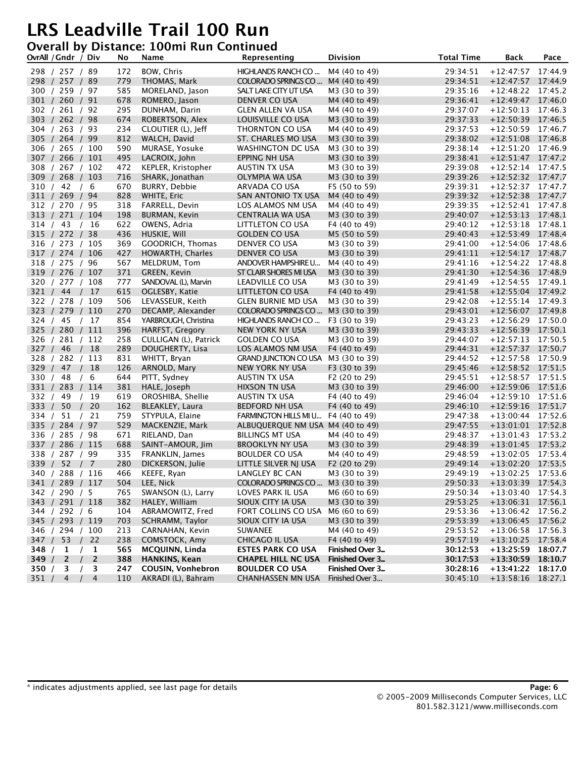# LRS Leadville Trail 100 Run

## Overall by Distance: 100mi Run Continued

| OvrAll / Gndr / Div | No | Name | Representing | Division | Total Time | Back | Pace |
|---|---|---|---|---|---|---|---|
| 298 / 257 / 89 | 172 | BOW, Chris | HIGHLANDS RANCH CO ... | M4 (40 to 49) | 29:34:51 | +12:47:57 | 17:44.9 |
| 298 / 257 / 89 | 779 | THOMAS, Mark | COLORADO SPRINGS CO ... | M4 (40 to 49) | 29:34:51 | +12:47:57 | 17:44.9 |
| 300 / 259 / 97 | 585 | MORELAND, Jason | SALT LAKE CITY UT USA | M3 (30 to 39) | 29:35:16 | +12:48:22 | 17:45.2 |
| 301 / 260 / 91 | 678 | ROMERO, Jason | DENVER CO USA | M4 (40 to 49) | 29:36:41 | +12:49:47 | 17:46.0 |
| 302 / 261 / 92 | 295 | DUNHAM, Darin | GLEN ALLEN VA USA | M4 (40 to 49) | 29:37:07 | +12:50:13 | 17:46.3 |
| 303 / 262 / 98 | 674 | ROBERTSON, Alex | LOUISVILLE CO USA | M3 (30 to 39) | 29:37:33 | +12:50:39 | 17:46.5 |
| 304 / 263 / 93 | 234 | CLOUTIER (L), Jeff | THORNTON CO USA | M4 (40 to 49) | 29:37:53 | +12:50:59 | 17:46.7 |
| 305 / 264 / 99 | 812 | WALCH, David | ST. CHARLES MO USA | M3 (30 to 39) | 29:38:02 | +12:51:08 | 17:46.8 |
| 306 / 265 / 100 | 590 | MURASE, Yosuke | WASHINGTON DC USA | M3 (30 to 39) | 29:38:14 | +12:51:20 | 17:46.9 |
| 307 / 266 / 101 | 495 | LACROIX, John | EPPING NH USA | M3 (30 to 39) | 29:38:41 | +12:51:47 | 17:47.2 |
| 308 / 267 / 102 | 472 | KEPLER, Kristopher | AUSTIN TX USA | M3 (30 to 39) | 29:39:08 | +12:52:14 | 17:47.5 |
| 309 / 268 / 103 | 716 | SHARK, Jonathan | OLYMPIA WA USA | M3 (30 to 39) | 29:39:26 | +12:52:32 | 17:47.7 |
| 310 / 42 / 6 | 670 | BURRY, Debbie | ARVADA CO USA | F5 (50 to 59) | 29:39:31 | +12:52:37 | 17:47.7 |
| 311 / 269 / 94 | 828 | WHITE, Eric | SAN ANTONIO TX USA | M4 (40 to 49) | 29:39:32 | +12:52:38 | 17:47.7 |
| 312 / 270 / 95 | 318 | FARRELL, Devin | LOS ALAMOS NM USA | M4 (40 to 49) | 29:39:35 | +12:52:41 | 17:47.8 |
| 313 / 271 / 104 | 198 | BURMAN, Kevin | CENTRALIA WA USA | M3 (30 to 39) | 29:40:07 | +12:53:13 | 17:48.1 |
| 314 / 43 / 16 | 622 | OWENS, Adria | LITTLETON CO USA | F4 (40 to 49) | 29:40:12 | +12:53:18 | 17:48.1 |
| 315 / 272 / 38 | 436 | HUSKIE, Will | GOLDEN CO USA | M5 (50 to 59) | 29:40:43 | +12:53:49 | 17:48.4 |
| 316 / 273 / 105 | 369 | GOODRICH, Thomas | DENVER CO USA | M3 (30 to 39) | 29:41:00 | +12:54:06 | 17:48.6 |
| 317 / 274 / 106 | 427 | HOWARTH, Charles | DENVER CO USA | M3 (30 to 39) | 29:41:11 | +12:54:17 | 17:48.7 |
| 318 / 275 / 96 | 567 | MELDRUM, Tom | ANDOVER HAMPSHIRE U... | M4 (40 to 49) | 29:41:16 | +12:54:22 | 17:48.8 |
| 319 / 276 / 107 | 371 | GREEN, Kevin | ST CLAIR SHORES MI USA | M3 (30 to 39) | 29:41:30 | +12:54:36 | 17:48.9 |
| 320 / 277 / 108 | 777 | SANDOVAL (L), Marvin | LEADVILLE CO USA | M3 (30 to 39) | 29:41:49 | +12:54:55 | 17:49.1 |
| 321 / 44 / 17 | 615 | OGLESBY, Katie | LITTLETON CO USA | F4 (40 to 49) | 29:41:58 | +12:55:04 | 17:49.2 |
| 322 / 278 / 109 | 506 | LEVASSEUR, Keith | GLEN BURNIE MD USA | M3 (30 to 39) | 29:42:08 | +12:55:14 | 17:49.3 |
| 323 / 279 / 110 | 270 | DECAMP, Alexander | COLORADO SPRINGS CO ... | M3 (30 to 39) | 29:43:01 | +12:56:07 | 17:49.8 |
| 324 / 45 / 17 | 854 | YARBROUGH, Christina | HIGHLANDS RANCH CO ... | F3 (30 to 39) | 29:43:23 | +12:56:29 | 17:50.0 |
| 325 / 280 / 111 | 396 | HARFST, Gregory | NEW YORK NY USA | M3 (30 to 39) | 29:43:33 | +12:56:39 | 17:50.1 |
| 326 / 281 / 112 | 258 | CULLIGAN (L), Patrick | GOLDEN CO USA | M3 (30 to 39) | 29:44:07 | +12:57:13 | 17:50.5 |
| 327 / 46 / 18 | 289 | DOUGHERTY, Lisa | LOS ALAMOS NM USA | F4 (40 to 49) | 29:44:31 | +12:57:37 | 17:50.7 |
| 328 / 282 / 113 | 831 | WHITT, Bryan | GRAND JUNCTION CO USA | M3 (30 to 39) | 29:44:52 | +12:57:58 | 17:50.9 |
| 329 / 47 / 18 | 126 | ARNOLD, Mary | NEW YORK NY USA | F3 (30 to 39) | 29:45:46 | +12:58:52 | 17:51.5 |
| 330 / 48 / 6 | 644 | PITT, Sydney | AUSTIN TX USA | F2 (20 to 29) | 29:45:51 | +12:58:57 | 17:51.5 |
| 331 / 283 / 114 | 381 | HALE, Joseph | HIXSON TN USA | M3 (30 to 39) | 29:46:00 | +12:59:06 | 17:51.6 |
| 332 / 49 / 19 | 619 | OROSHIBA, Shellie | AUSTIN TX USA | F4 (40 to 49) | 29:46:04 | +12:59:10 | 17:51.6 |
| 333 / 50 / 20 | 162 | BLEAKLEY, Laura | BEDFORD NH USA | F4 (40 to 49) | 29:46:10 | +12:59:16 | 17:51.7 |
| 334 / 51 / 21 | 759 | STYPULA, Elaine | FARMINGTON HILLS MI U... | F4 (40 to 49) | 29:47:38 | +13:00:44 | 17:52.6 |
| 335 / 284 / 97 | 529 | MACKENZIE, Mark | ALBUQUERQUE NM USA | M4 (40 to 49) | 29:47:55 | +13:01:01 | 17:52.8 |
| 336 / 285 / 98 | 671 | RIELAND, Dan | BILLINGS MT USA | M4 (40 to 49) | 29:48:37 | +13:01:43 | 17:53.2 |
| 337 / 286 / 115 | 688 | SAINT-AMOUR, Jim | BROOKLYN NY USA | M3 (30 to 39) | 29:48:39 | +13:01:45 | 17:53.2 |
| 338 / 287 / 99 | 335 | FRANKLIN, James | BOULDER CO USA | M4 (40 to 49) | 29:48:59 | +13:02:05 | 17:53.4 |
| 339 / 52 / 7 | 280 | DICKERSON, Julie | LITTLE SILVER NJ USA | F2 (20 to 29) | 29:49:14 | +13:02:20 | 17:53.5 |
| 340 / 288 / 116 | 466 | KEEFE, Ryan | LANGLEY BC CAN | M3 (30 to 39) | 29:49:19 | +13:02:25 | 17:53.6 |
| 341 / 289 / 117 | 504 | LEE, Nick | COLORADO SPRINGS CO ... | M3 (30 to 39) | 29:50:33 | +13:03:39 | 17:54.3 |
| 342 / 290 / 5 | 765 | SWANSON (L), Larry | LOVES PARK IL USA | M6 (60 to 69) | 29:50:34 | +13:03:40 | 17:54.3 |
| 343 / 291 / 118 | 382 | HALEY, William | SIOUX CITY IA USA | M3 (30 to 39) | 29:53:25 | +13:06:31 | 17:56.1 |
| 344 / 292 / 6 | 104 | ABRAMOWITZ, Fred | FORT COLLINS CO USA | M6 (60 to 69) | 29:53:36 | +13:06:42 | 17:56.2 |
| 345 / 293 / 119 | 703 | SCHRAMM, Taylor | SIOUX CITY IA USA | M3 (30 to 39) | 29:53:39 | +13:06:45 | 17:56.2 |
| 346 / 294 / 100 | 213 | CARNAHAN, Kevin | SUWANEE | M4 (40 to 49) | 29:53:52 | +13:06:58 | 17:56.3 |
| 347 / 53 / 22 | 238 | COMSTOCK, Amy | CHICAGO IL USA | F4 (40 to 49) | 29:57:19 | +13:10:25 | 17:58.4 |
| **348 / 1 / 1** | **565** | **MCQUINN, Linda** | **ESTES PARK CO USA** | **Finished Over 3...** | **30:12:53** | **+13:25:59** | **18:07.7** |
| **349 / 2 / 2** | **388** | **HANKINS, Kean** | **CHAPEL HILL NC USA** | **Finished Over 3...** | **30:17:53** | **+13:30:59** | **18:10.7** |
| **350 / 3 / 3** | **247** | **COUSIN, Vonhebron** | **BOULDER CO USA** | **Finished Over 3...** | **30:28:16** | **+13:41:22** | **18:17.0** |
| 351 / 4 / 4 | 110 | AKRADI (L), Bahram | CHANHASSEN MN USA | Finished Over 3... | 30:45:10 | +13:58:16 | 18:27.1 |

* indicates adjustments applied, see last page for details

© 2005-2009 Milliseconds Computer Services, LLC
801.582.3121/www.milliseconds.com